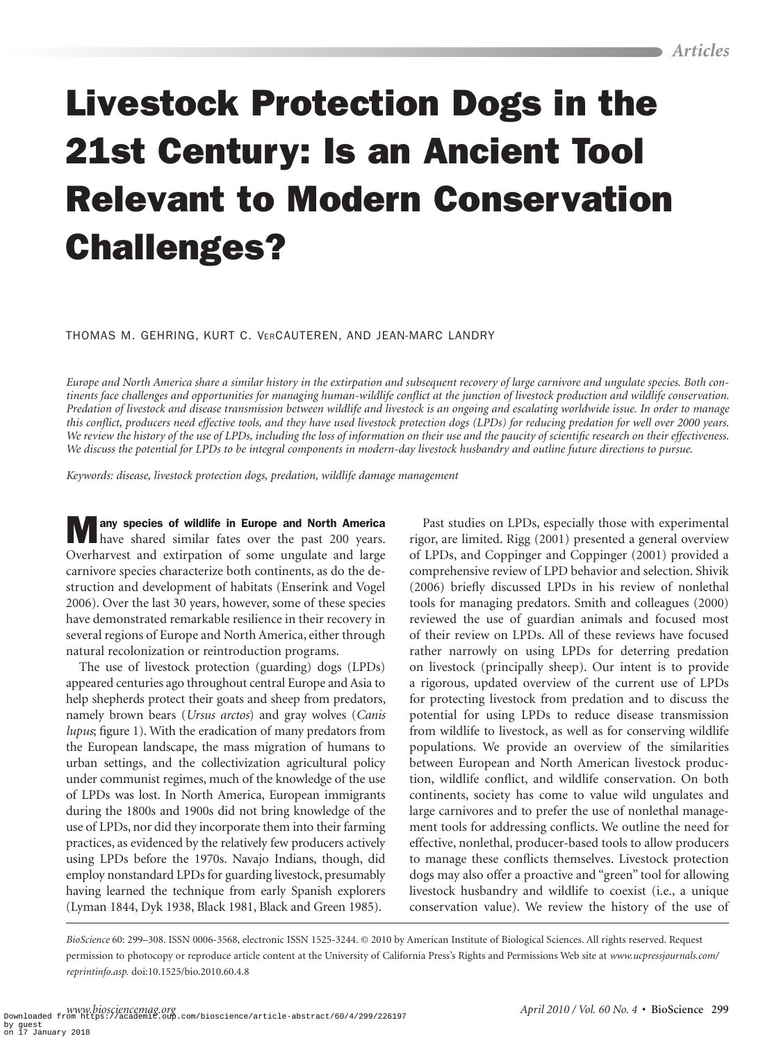# Livestock Protection Dogs in the 21st Century: Is an Ancient Tool Relevant to Modern Conservation Challenges?

THOMAS M. GEHRING, KURT C. VERCAUTEREN, AND JEAN-MARC LANDRY

*Europe and North America share a similar history in the extirpation and subsequent recovery of large carnivore and ungulate species. Both continents face challenges and opportunities for managing human-wildlife conflict at the junction of livestock production and wildlife conservation. Predation of livestock and disease transmission between wildlife and livestock is an ongoing and escalating worldwide issue. In order to manage this conflict, producers need effective tools, and they have used livestock protection dogs (LPDs) for reducing predation for well over 2000 years. We review the history of the use of LPDs, including the loss of information on their use and the paucity of scientific research on their effectiveness. We discuss the potential for LPDs to be integral components in modern-day livestock husbandry and outline future directions to pursue.*

*Keywords: disease, livestock protection dogs, predation, wildlife damage management*

**Many species of wildlife in Europe and North America** have shared similar fates over the past 200 years. Overharvest and extirpation of some ungulate and large carnivore species characterize both continents, as do the destruction and development of habitats (Enserink and Vogel 2006). Over the last 30 years, however, some of these species have demonstrated remarkable resilience in their recovery in several regions of Europe and North America, either through natural recolonization or reintroduction programs.

The use of livestock protection (guarding) dogs (LPDs) appeared centuries ago throughout central Europe and Asia to help shepherds protect their goats and sheep from predators, namely brown bears (*Ursus arctos*) and gray wolves (*Canis lupus*; figure 1). With the eradication of many predators from the European landscape, the mass migration of humans to urban settings, and the collectivization agricultural policy under communist regimes, much of the knowledge of the use of LPDs was lost. In North America, European immigrants during the 1800s and 1900s did not bring knowledge of the use of LPDs, nor did they incorporate them into their farming practices, as evidenced by the relatively few producers actively using LPDs before the 1970s. Navajo Indians, though, did employ nonstandard LPDs for guarding livestock, presumably having learned the technique from early Spanish explorers (Lyman 1844, Dyk 1938, Black 1981, Black and Green 1985).

Past studies on LPDs, especially those with experimental rigor, are limited. Rigg (2001) presented a general overview of LPDs, and Coppinger and Coppinger (2001) provided a comprehensive review of LPD behavior and selection. Shivik (2006) briefly discussed LPDs in his review of nonlethal tools for managing predators. Smith and colleagues (2000) reviewed the use of guardian animals and focused most of their review on LPDs. All of these reviews have focused rather narrowly on using LPDs for deterring predation on livestock (principally sheep). Our intent is to provide a rigorous, updated overview of the current use of LPDs for protecting livestock from predation and to discuss the potential for using LPDs to reduce disease transmission from wildlife to livestock, as well as for conserving wildlife populations. We provide an overview of the similarities between European and North American livestock production, wildlife conflict, and wildlife conservation. On both continents, society has come to value wild ungulates and large carnivores and to prefer the use of nonlethal management tools for addressing conflicts. We outline the need for effective, nonlethal, producer-based tools to allow producers to manage these conflicts themselves. Livestock protection dogs may also offer a proactive and "green" tool for allowing livestock husbandry and wildlife to coexist (i.e., a unique conservation value). We review the history of the use of

*BioScience* 60: 299–308. ISSN 0006-3568, electronic ISSN 1525-3244. © 2010 by American Institute of Biological Sciences. All rights reserved. Request permission to photocopy or reproduce article content at the University of California Press's Rights and Permissions Web site at *www.ucpressjournals.com/reprintinfo.asp.* doi:10.1525/bio.2010.60.4.8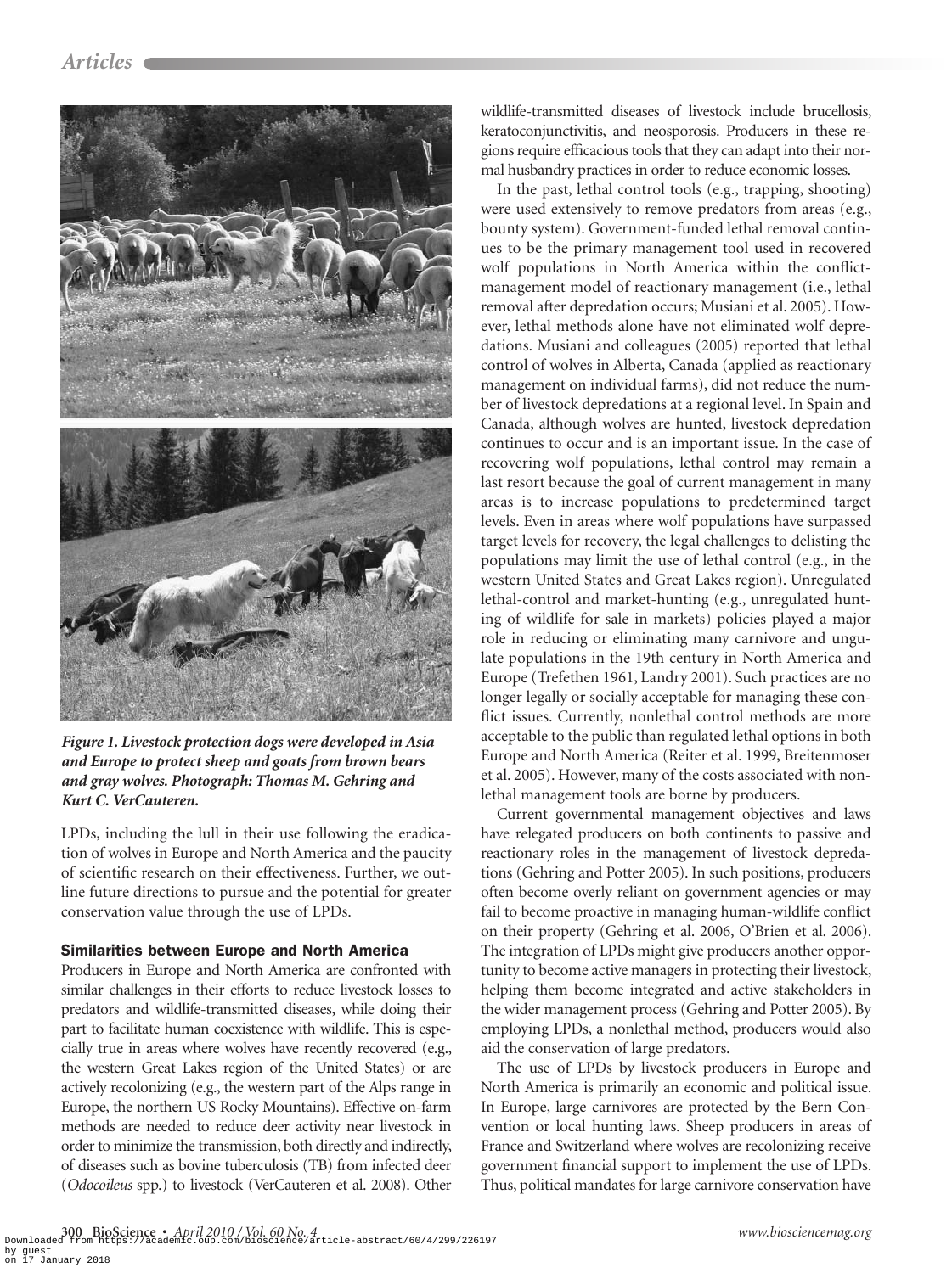*Figure 1. Livestock protection dogs were developed in Asia and Europe to protect sheep and goats from brown bears and gray wolves. Photograph: Thomas M. Gehring and Kurt C. VerCauteren.*

LPDs, including the lull in their use following the eradication of wolves in Europe and North America and the paucity of scientific research on their effectiveness. Further, we outline future directions to pursue and the potential for greater conservation value through the use of LPDs.

## Similarities between Europe and North America

Producers in Europe and North America are confronted with similar challenges in their efforts to reduce livestock losses to predators and wildlife-transmitted diseases, while doing their part to facilitate human coexistence with wildlife. This is especially true in areas where wolves have recently recovered (e.g., the western Great Lakes region of the United States) or are actively recolonizing (e.g., the western part of the Alps range in Europe, the northern US Rocky Mountains). Effective on-farm methods are needed to reduce deer activity near livestock in order to minimize the transmission, both directly and indirectly, of diseases such as bovine tuberculosis (TB) from infected deer (*Odocoileus* spp.) to livestock (VerCauteren et al. 2008). Other wildlife-transmitted diseases of livestock include brucellosis, keratoconjunctivitis, and neosporosis. Producers in these regions require efficacious tools that they can adapt into their normal husbandry practices in order to reduce economic losses.

In the past, lethal control tools (e.g., trapping, shooting) were used extensively to remove predators from areas (e.g., bounty system). Government-funded lethal removal continues to be the primary management tool used in recovered wolf populations in North America within the conflict-management model of reactionary management (i.e., lethal removal after depredation occurs; Musiani et al. 2005). However, lethal methods alone have not eliminated wolf depredations. Musiani and colleagues (2005) reported that lethal control of wolves in Alberta, Canada (applied as reactionary management on individual farms), did not reduce the number of livestock depredations at a regional level. In Spain and Canada, although wolves are hunted, livestock depredation continues to occur and is an important issue. In the case of recovering wolf populations, lethal control may remain a last resort because the goal of current management in many areas is to increase populations to predetermined target levels. Even in areas where wolf populations have surpassed target levels for recovery, the legal challenges to delisting the populations may limit the use of lethal control (e.g., in the western United States and Great Lakes region). Unregulated lethal-control and market-hunting (e.g., unregulated hunting of wildlife for sale in markets) policies played a major role in reducing or eliminating many carnivore and ungulate populations in the 19th century in North America and Europe (Trefethen 1961, Landry 2001). Such practices are no longer legally or socially acceptable for managing these conflict issues. Currently, nonlethal control methods are more acceptable to the public than regulated lethal options in both Europe and North America (Reiter et al. 1999, Breitenmoser et al. 2005). However, many of the costs associated with nonlethal management tools are borne by producers.

Current governmental management objectives and laws have relegated producers on both continents to passive and reactionary roles in the management of livestock depredations (Gehring and Potter 2005). In such positions, producers often become overly reliant on government agencies or may fail to become proactive in managing human-wildlife conflict on their property (Gehring et al. 2006, O'Brien et al. 2006). The integration of LPDs might give producers another opportunity to become active managers in protecting their livestock, helping them become integrated and active stakeholders in the wider management process (Gehring and Potter 2005). By employing LPDs, a nonlethal method, producers would also aid the conservation of large predators.

The use of LPDs by livestock producers in Europe and North America is primarily an economic and political issue. In Europe, large carnivores are protected by the Bern Convention or local hunting laws. Sheep producers in areas of France and Switzerland where wolves are recolonizing receive government financial support to implement the use of LPDs. Thus, political mandates for large carnivore conservation have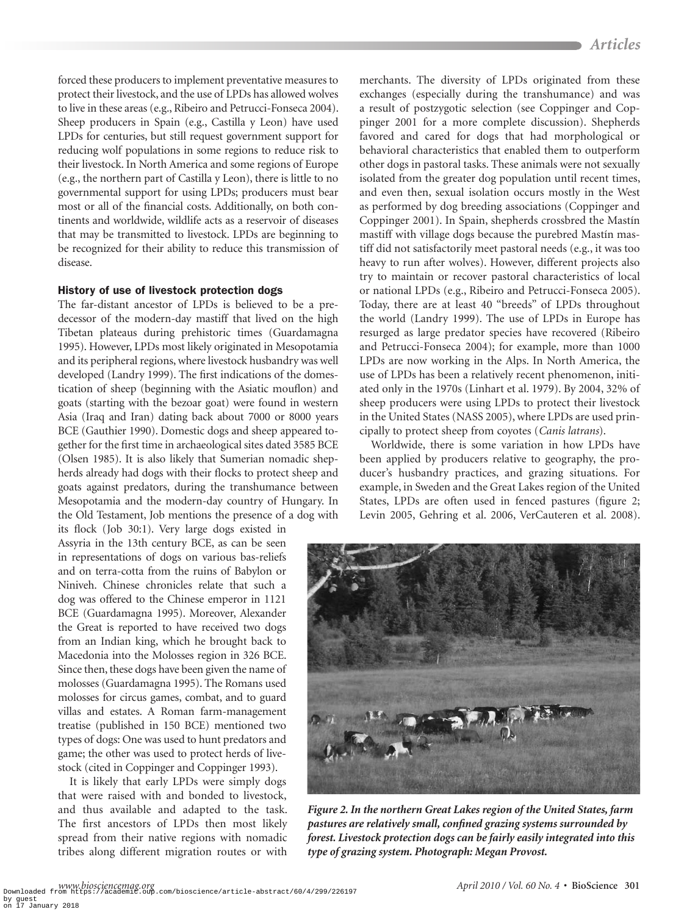forced these producers to implement preventative measures to protect their livestock, and the use of LPDs has allowed wolves to live in these areas (e.g., Ribeiro and Petrucci-Fonseca 2004). Sheep producers in Spain (e.g., Castilla y Leon) have used LPDs for centuries, but still request government support for reducing wolf populations in some regions to reduce risk to their livestock. In North America and some regions of Europe (e.g., the northern part of Castilla y Leon), there is little to no governmental support for using LPDs; producers must bear most or all of the financial costs. Additionally, on both continents and worldwide, wildlife acts as a reservoir of diseases that may be transmitted to livestock. LPDs are beginning to be recognized for their ability to reduce this transmission of disease.

### History of use of livestock protection dogs

The far-distant ancestor of LPDs is believed to be a predecessor of the modern-day mastiff that lived on the high Tibetan plateaus during prehistoric times (Guardamagna 1995). However, LPDs most likely originated in Mesopotamia and its peripheral regions, where livestock husbandry was well developed (Landry 1999). The first indications of the domestication of sheep (beginning with the Asiatic mouflon) and goats (starting with the bezoar goat) were found in western Asia (Iraq and Iran) dating back about 7000 or 8000 years BCE (Gauthier 1990). Domestic dogs and sheep appeared together for the first time in archaeological sites dated 3585 BCE (Olsen 1985). It is also likely that Sumerian nomadic shepherds already had dogs with their flocks to protect sheep and goats against predators, during the transhumance between Mesopotamia and the modern-day country of Hungary. In the Old Testament, Job mentions the presence of a dog with its flock (Job 30:1). Very large dogs existed in Assyria in the 13th century BCE, as can be seen in representations of dogs on various bas-reliefs and on terra-cotta from the ruins of Babylon or Niniveh. Chinese chronicles relate that such a dog was offered to the Chinese emperor in 1121 BCE (Guardamagna 1995). Moreover, Alexander the Great is reported to have received two dogs from an Indian king, which he brought back to Macedonia into the Molosses region in 326 BCE. Since then, these dogs have been given the name of molosses (Guardamagna 1995). The Romans used molosses for circus games, combat, and to guard villas and estates. A Roman farm-management treatise (published in 150 BCE) mentioned two types of dogs: One was used to hunt predators and game; the other was used to protect herds of livestock (cited in Coppinger and Coppinger 1993).

It is likely that early LPDs were simply dogs that were raised with and bonded to livestock, and thus available and adapted to the task. The first ancestors of LPDs then most likely spread from their native regions with nomadic tribes along different migration routes or with merchants. The diversity of LPDs originated from these exchanges (especially during the transhumance) and was a result of postzygotic selection (see Coppinger and Coppinger 2001 for a more complete discussion). Shepherds favored and cared for dogs that had morphological or behavioral characteristics that enabled them to outperform other dogs in pastoral tasks. These animals were not sexually isolated from the greater dog population until recent times, and even then, sexual isolation occurs mostly in the West as performed by dog breeding associations (Coppinger and Coppinger 2001). In Spain, shepherds crossbred the Mastín mastiff with village dogs because the purebred Mastín mastiff did not satisfactorily meet pastoral needs (e.g., it was too heavy to run after wolves). However, different projects also try to maintain or recover pastoral characteristics of local or national LPDs (e.g., Ribeiro and Petrucci-Fonseca 2005). Today, there are at least 40 "breeds" of LPDs throughout the world (Landry 1999). The use of LPDs in Europe has resurged as large predator species have recovered (Ribeiro and Petrucci-Fonseca 2004); for example, more than 1000 LPDs are now working in the Alps. In North America, the use of LPDs has been a relatively recent phenomenon, initiated only in the 1970s (Linhart et al. 1979). By 2004, 32% of sheep producers were using LPDs to protect their livestock in the United States (NASS 2005), where LPDs are used principally to protect sheep from coyotes (*Canis latrans*).

Worldwide, there is some variation in how LPDs have been applied by producers relative to geography, the producer's husbandry practices, and grazing situations. For example, in Sweden and the Great Lakes region of the United States, LPDs are often used in fenced pastures (figure 2; Levin 2005, Gehring et al. 2006, VerCauteren et al. 2008).

***Figure 2. In the northern Great Lakes region of the United States, farm pastures are relatively small, confined grazing systems surrounded by forest. Livestock protection dogs can be fairly easily integrated into this type of grazing system. Photograph: Megan Provost.***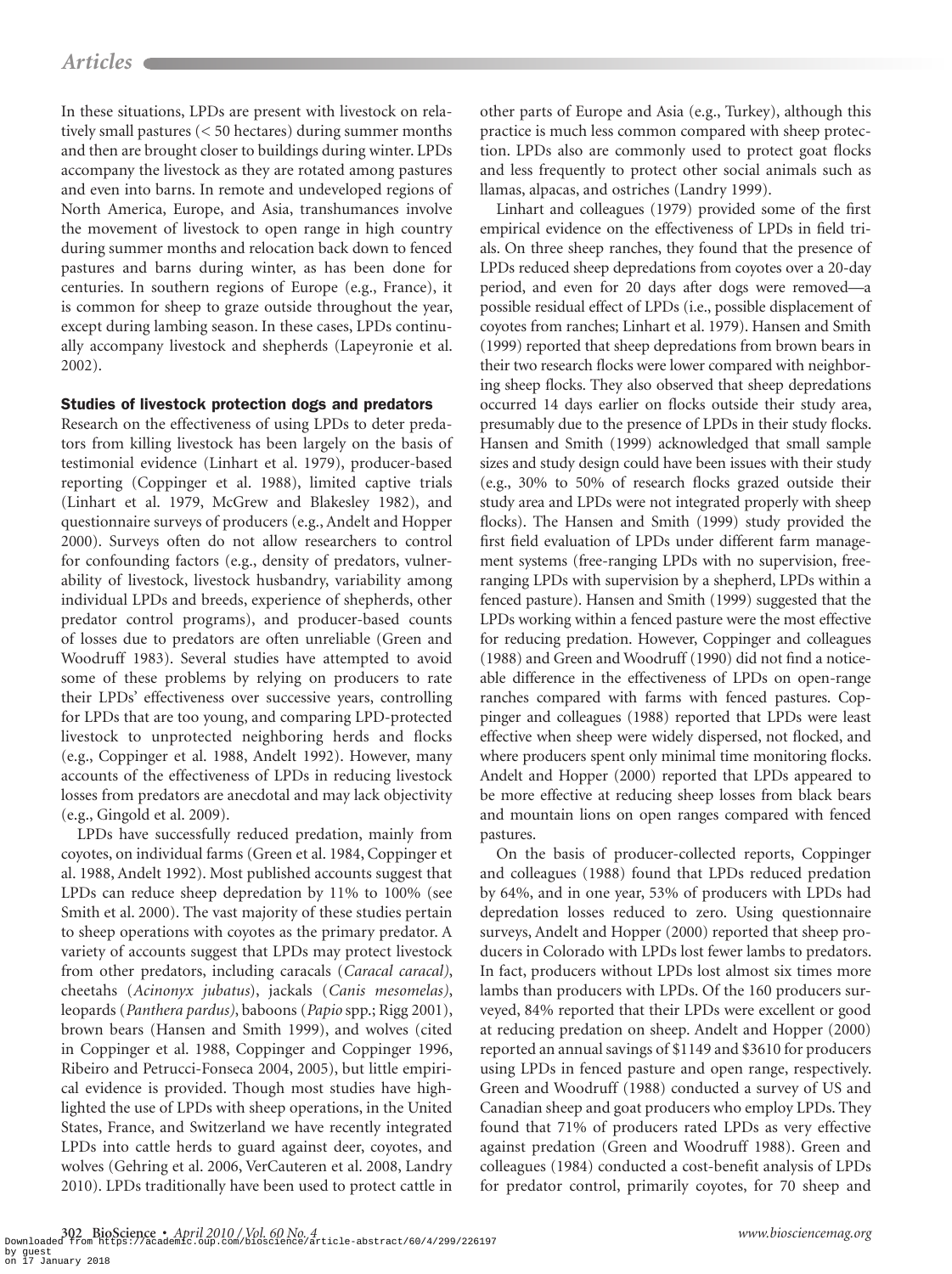In these situations, LPDs are present with livestock on relatively small pastures (< 50 hectares) during summer months and then are brought closer to buildings during winter. LPDs accompany the livestock as they are rotated among pastures and even into barns. In remote and undeveloped regions of North America, Europe, and Asia, transhumances involve the movement of livestock to open range in high country during summer months and relocation back down to fenced pastures and barns during winter, as has been done for centuries. In southern regions of Europe (e.g., France), it is common for sheep to graze outside throughout the year, except during lambing season. In these cases, LPDs continually accompany livestock and shepherds (Lapeyronie et al. 2002).

### Studies of livestock protection dogs and predators

Research on the effectiveness of using LPDs to deter predators from killing livestock has been largely on the basis of testimonial evidence (Linhart et al. 1979), producer-based reporting (Coppinger et al. 1988), limited captive trials (Linhart et al. 1979, McGrew and Blakesley 1982), and questionnaire surveys of producers (e.g., Andelt and Hopper 2000). Surveys often do not allow researchers to control for confounding factors (e.g., density of predators, vulnerability of livestock, livestock husbandry, variability among individual LPDs and breeds, experience of shepherds, other predator control programs), and producer-based counts of losses due to predators are often unreliable (Green and Woodruff 1983). Several studies have attempted to avoid some of these problems by relying on producers to rate their LPDs' effectiveness over successive years, controlling for LPDs that are too young, and comparing LPD-protected livestock to unprotected neighboring herds and flocks (e.g., Coppinger et al. 1988, Andelt 1992). However, many accounts of the effectiveness of LPDs in reducing livestock losses from predators are anecdotal and may lack objectivity (e.g., Gingold et al. 2009).

LPDs have successfully reduced predation, mainly from coyotes, on individual farms (Green et al. 1984, Coppinger et al. 1988, Andelt 1992). Most published accounts suggest that LPDs can reduce sheep depredation by 11% to 100% (see Smith et al. 2000). The vast majority of these studies pertain to sheep operations with coyotes as the primary predator. A variety of accounts suggest that LPDs may protect livestock from other predators, including caracals (*Caracal caracal)*, cheetahs (*Acinonyx jubatus*), jackals (*Canis mesomelas)*, leopards (*Panthera pardus)*, baboons (*Papio* spp.; Rigg 2001), brown bears (Hansen and Smith 1999), and wolves (cited in Coppinger et al. 1988, Coppinger and Coppinger 1996, Ribeiro and Petrucci-Fonseca 2004, 2005), but little empirical evidence is provided. Though most studies have highlighted the use of LPDs with sheep operations, in the United States, France, and Switzerland we have recently integrated LPDs into cattle herds to guard against deer, coyotes, and wolves (Gehring et al. 2006, VerCauteren et al. 2008, Landry 2010). LPDs traditionally have been used to protect cattle in other parts of Europe and Asia (e.g., Turkey), although this practice is much less common compared with sheep protection. LPDs also are commonly used to protect goat flocks and less frequently to protect other social animals such as llamas, alpacas, and ostriches (Landry 1999).

Linhart and colleagues (1979) provided some of the first empirical evidence on the effectiveness of LPDs in field trials. On three sheep ranches, they found that the presence of LPDs reduced sheep depredations from coyotes over a 20-day period, and even for 20 days after dogs were removed—a possible residual effect of LPDs (i.e., possible displacement of coyotes from ranches; Linhart et al. 1979). Hansen and Smith (1999) reported that sheep depredations from brown bears in their two research flocks were lower compared with neighboring sheep flocks. They also observed that sheep depredations occurred 14 days earlier on flocks outside their study area, presumably due to the presence of LPDs in their study flocks. Hansen and Smith (1999) acknowledged that small sample sizes and study design could have been issues with their study (e.g., 30% to 50% of research flocks grazed outside their study area and LPDs were not integrated properly with sheep flocks). The Hansen and Smith (1999) study provided the first field evaluation of LPDs under different farm management systems (free-ranging LPDs with no supervision, free-ranging LPDs with supervision by a shepherd, LPDs within a fenced pasture). Hansen and Smith (1999) suggested that the LPDs working within a fenced pasture were the most effective for reducing predation. However, Coppinger and colleagues (1988) and Green and Woodruff (1990) did not find a noticeable difference in the effectiveness of LPDs on open-range ranches compared with farms with fenced pastures. Coppinger and colleagues (1988) reported that LPDs were least effective when sheep were widely dispersed, not flocked, and where producers spent only minimal time monitoring flocks. Andelt and Hopper (2000) reported that LPDs appeared to be more effective at reducing sheep losses from black bears and mountain lions on open ranges compared with fenced pastures.

On the basis of producer-collected reports, Coppinger and colleagues (1988) found that LPDs reduced predation by 64%, and in one year, 53% of producers with LPDs had depredation losses reduced to zero. Using questionnaire surveys, Andelt and Hopper (2000) reported that sheep producers in Colorado with LPDs lost fewer lambs to predators. In fact, producers without LPDs lost almost six times more lambs than producers with LPDs. Of the 160 producers surveyed, 84% reported that their LPDs were excellent or good at reducing predation on sheep. Andelt and Hopper (2000) reported an annual savings of $1149 and $3610 for producers using LPDs in fenced pasture and open range, respectively. Green and Woodruff (1988) conducted a survey of US and Canadian sheep and goat producers who employ LPDs. They found that 71% of producers rated LPDs as very effective against predation (Green and Woodruff 1988). Green and colleagues (1984) conducted a cost-benefit analysis of LPDs for predator control, primarily coyotes, for 70 sheep and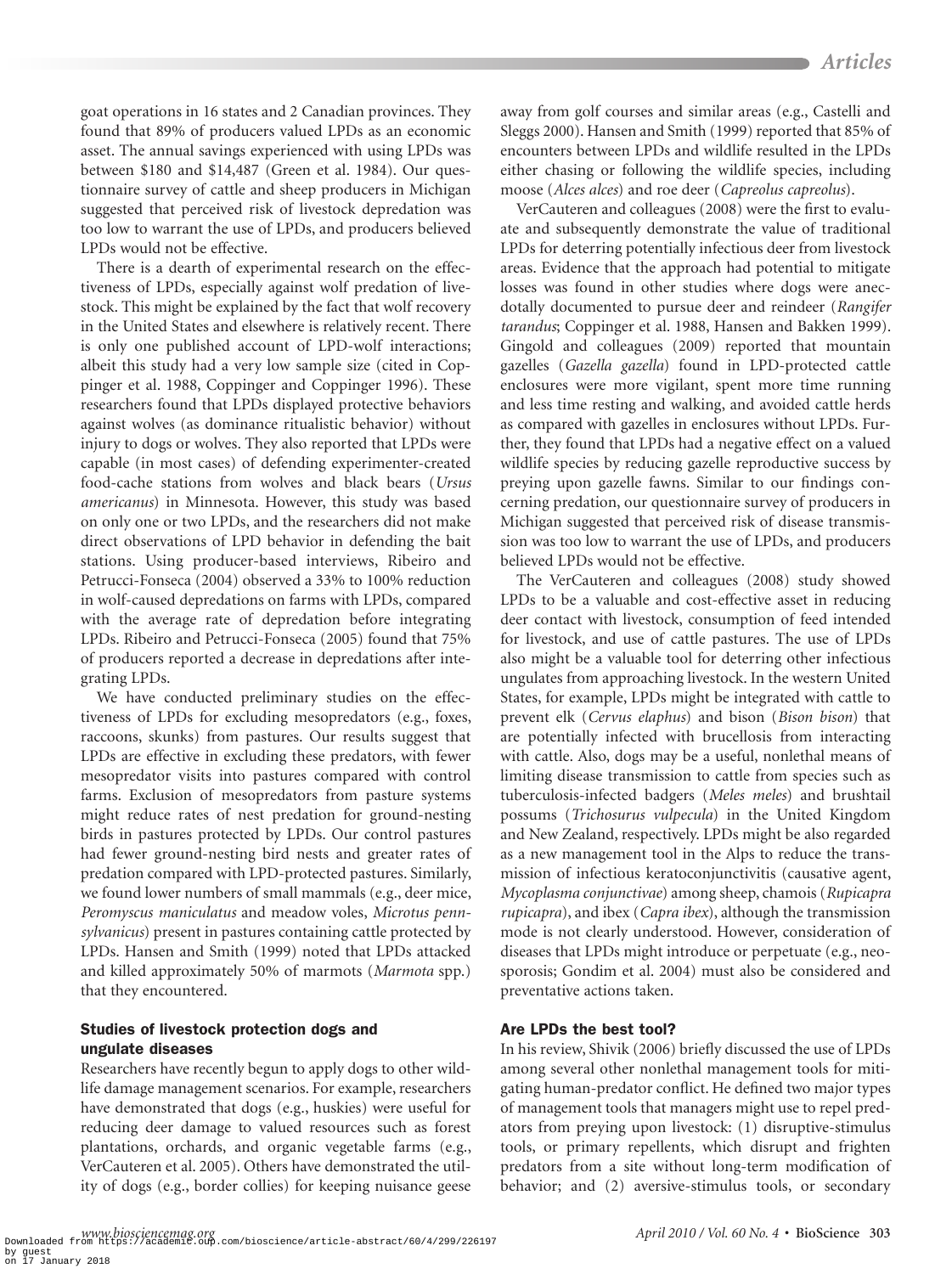goat operations in 16 states and 2 Canadian provinces. They found that 89% of producers valued LPDs as an economic asset. The annual savings experienced with using LPDs was between $180 and $14,487 (Green et al. 1984). Our questionnaire survey of cattle and sheep producers in Michigan suggested that perceived risk of livestock depredation was too low to warrant the use of LPDs, and producers believed LPDs would not be effective.

There is a dearth of experimental research on the effectiveness of LPDs, especially against wolf predation of livestock. This might be explained by the fact that wolf recovery in the United States and elsewhere is relatively recent. There is only one published account of LPD-wolf interactions; albeit this study had a very low sample size (cited in Coppinger et al. 1988, Coppinger and Coppinger 1996). These researchers found that LPDs displayed protective behaviors against wolves (as dominance ritualistic behavior) without injury to dogs or wolves. They also reported that LPDs were capable (in most cases) of defending experimenter-created food-cache stations from wolves and black bears (*Ursus americanus*) in Minnesota. However, this study was based on only one or two LPDs, and the researchers did not make direct observations of LPD behavior in defending the bait stations. Using producer-based interviews, Ribeiro and Petrucci-Fonseca (2004) observed a 33% to 100% reduction in wolf-caused depredations on farms with LPDs, compared with the average rate of depredation before integrating LPDs. Ribeiro and Petrucci-Fonseca (2005) found that 75% of producers reported a decrease in depredations after integrating LPDs.

We have conducted preliminary studies on the effectiveness of LPDs for excluding mesopredators (e.g., foxes, raccoons, skunks) from pastures. Our results suggest that LPDs are effective in excluding these predators, with fewer mesopredator visits into pastures compared with control farms. Exclusion of mesopredators from pasture systems might reduce rates of nest predation for ground-nesting birds in pastures protected by LPDs. Our control pastures had fewer ground-nesting bird nests and greater rates of predation compared with LPD-protected pastures. Similarly, we found lower numbers of small mammals (e.g., deer mice, *Peromyscus maniculatus* and meadow voles, *Microtus pennsylvanicus*) present in pastures containing cattle protected by LPDs. Hansen and Smith (1999) noted that LPDs attacked and killed approximately 50% of marmots (*Marmota* spp.) that they encountered.

## Studies of livestock protection dogs and ungulate diseases

Researchers have recently begun to apply dogs to other wildlife damage management scenarios. For example, researchers have demonstrated that dogs (e.g., huskies) were useful for reducing deer damage to valued resources such as forest plantations, orchards, and organic vegetable farms (e.g., VerCauteren et al. 2005). Others have demonstrated the utility of dogs (e.g., border collies) for keeping nuisance geese away from golf courses and similar areas (e.g., Castelli and Sleggs 2000). Hansen and Smith (1999) reported that 85% of encounters between LPDs and wildlife resulted in the LPDs either chasing or following the wildlife species, including moose (*Alces alces*) and roe deer (*Capreolus capreolus*).

VerCauteren and colleagues (2008) were the first to evaluate and subsequently demonstrate the value of traditional LPDs for deterring potentially infectious deer from livestock areas. Evidence that the approach had potential to mitigate losses was found in other studies where dogs were anecdotally documented to pursue deer and reindeer (*Rangifer tarandus*; Coppinger et al. 1988, Hansen and Bakken 1999). Gingold and colleagues (2009) reported that mountain gazelles (*Gazella gazella*) found in LPD-protected cattle enclosures were more vigilant, spent more time running and less time resting and walking, and avoided cattle herds as compared with gazelles in enclosures without LPDs. Further, they found that LPDs had a negative effect on a valued wildlife species by reducing gazelle reproductive success by preying upon gazelle fawns. Similar to our findings concerning predation, our questionnaire survey of producers in Michigan suggested that perceived risk of disease transmission was too low to warrant the use of LPDs, and producers believed LPDs would not be effective.

The VerCauteren and colleagues (2008) study showed LPDs to be a valuable and cost-effective asset in reducing deer contact with livestock, consumption of feed intended for livestock, and use of cattle pastures. The use of LPDs also might be a valuable tool for deterring other infectious ungulates from approaching livestock. In the western United States, for example, LPDs might be integrated with cattle to prevent elk (*Cervus elaphus*) and bison (*Bison bison*) that are potentially infected with brucellosis from interacting with cattle. Also, dogs may be a useful, nonlethal means of limiting disease transmission to cattle from species such as tuberculosis-infected badgers (*Meles meles*) and brushtail possums (*Trichosurus vulpecula*) in the United Kingdom and New Zealand, respectively. LPDs might be also regarded as a new management tool in the Alps to reduce the transmission of infectious keratoconjunctivitis (causative agent, *Mycoplasma conjunctivae*) among sheep, chamois (*Rupicapra rupicapra*), and ibex (*Capra ibex*), although the transmission mode is not clearly understood. However, consideration of diseases that LPDs might introduce or perpetuate (e.g., neosporosis; Gondim et al. 2004) must also be considered and preventative actions taken.

## Are LPDs the best tool?

In his review, Shivik (2006) briefly discussed the use of LPDs among several other nonlethal management tools for mitigating human-predator conflict. He defined two major types of management tools that managers might use to repel predators from preying upon livestock: (1) disruptive-stimulus tools, or primary repellents, which disrupt and frighten predators from a site without long-term modification of behavior; and (2) aversive-stimulus tools, or secondary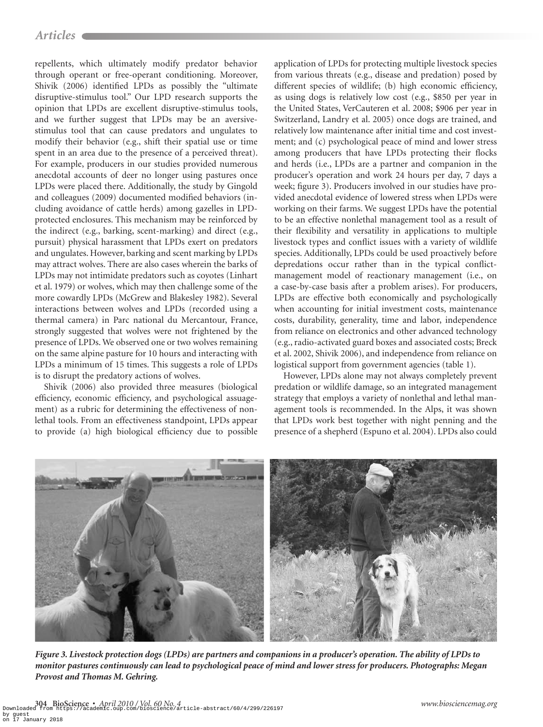repellents, which ultimately modify predator behavior through operant or free-operant conditioning. Moreover, Shivik (2006) identified LPDs as possibly the "ultimate disruptive-stimulus tool." Our LPD research supports the opinion that LPDs are excellent disruptive-stimulus tools, and we further suggest that LPDs may be an aversive-stimulus tool that can cause predators and ungulates to modify their behavior (e.g., shift their spatial use or time spent in an area due to the presence of a perceived threat). For example, producers in our studies provided numerous anecdotal accounts of deer no longer using pastures once LPDs were placed there. Additionally, the study by Gingold and colleagues (2009) documented modified behaviors (including avoidance of cattle herds) among gazelles in LPD-protected enclosures. This mechanism may be reinforced by the indirect (e.g., barking, scent-marking) and direct (e.g., pursuit) physical harassment that LPDs exert on predators and ungulates. However, barking and scent marking by LPDs may attract wolves. There are also cases wherein the barks of LPDs may not intimidate predators such as coyotes (Linhart et al. 1979) or wolves, which may then challenge some of the more cowardly LPDs (McGrew and Blakesley 1982). Several interactions between wolves and LPDs (recorded using a thermal camera) in Parc national du Mercantour, France, strongly suggested that wolves were not frightened by the presence of LPDs. We observed one or two wolves remaining on the same alpine pasture for 10 hours and interacting with LPDs a minimum of 15 times. This suggests a role of LPDs is to disrupt the predatory actions of wolves.

Shivik (2006) also provided three measures (biological efficiency, economic efficiency, and psychological assuagement) as a rubric for determining the effectiveness of nonlethal tools. From an effectiveness standpoint, LPDs appear to provide (a) high biological efficiency due to possible application of LPDs for protecting multiple livestock species from various threats (e.g., disease and predation) posed by different species of wildlife; (b) high economic efficiency, as using dogs is relatively low cost (e.g., \$850 per year in the United States, VerCauteren et al. 2008; \$906 per year in Switzerland, Landry et al. 2005) once dogs are trained, and relatively low maintenance after initial time and cost investment; and (c) psychological peace of mind and lower stress among producers that have LPDs protecting their flocks and herds (i.e., LPDs are a partner and companion in the producer's operation and work 24 hours per day, 7 days a week; figure 3). Producers involved in our studies have provided anecdotal evidence of lowered stress when LPDs were working on their farms. We suggest LPDs have the potential to be an effective nonlethal management tool as a result of their flexibility and versatility in applications to multiple livestock types and conflict issues with a variety of wildlife species. Additionally, LPDs could be used proactively before depredations occur rather than in the typical conflict-management model of reactionary management (i.e., on a case-by-case basis after a problem arises). For producers, LPDs are effective both economically and psychologically when accounting for initial investment costs, maintenance costs, durability, generality, time and labor, independence from reliance on electronics and other advanced technology (e.g., radio-activated guard boxes and associated costs; Breck et al. 2002, Shivik 2006), and independence from reliance on logistical support from government agencies (table 1).

However, LPDs alone may not always completely prevent predation or wildlife damage, so an integrated management strategy that employs a variety of nonlethal and lethal management tools is recommended. In the Alps, it was shown that LPDs work best together with night penning and the presence of a shepherd (Espuno et al. 2004). LPDs also could

*Figure 3. Livestock protection dogs (LPDs) are partners and companions in a producer's operation. The ability of LPDs to monitor pastures continuously can lead to psychological peace of mind and lower stress for producers. Photographs: Megan Provost and Thomas M. Gehring.*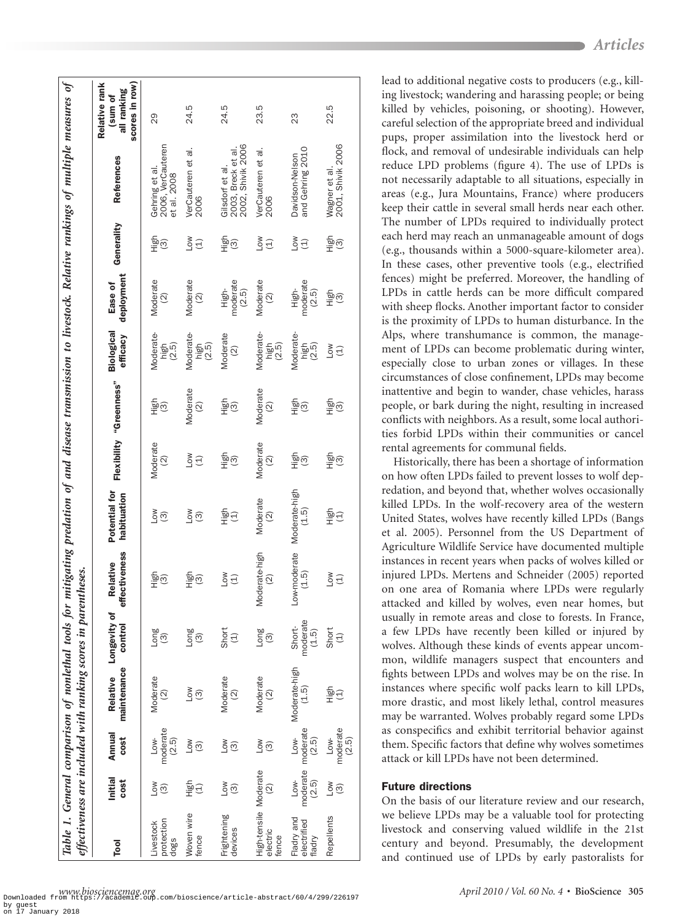*Table 1. General comparison of nonlethal tools for mitigating predation of and disease transmission to livestock. Relative rankings of multiple measures of effectiveness are included with ranking scores in parentheses.*

| Tool | Initial cost | Annual cost | Relative maintenance | Longevity of control | Relative effectiveness | Potential for habituation | Flexibility | "Greenness" | Biological efficacy | Ease of deployment | Generality | References | Relative rank (sum of all ranking scores in row) |
|---|---|---|---|---|---|---|---|---|---|---|---|---|---|
| Livestock protection dogs | Low (3) | Low-moderate (2.5) | Moderate (2) | Long (3) | High (3) | Low (3) | Moderate (2) | High (3) | Moderate-high (2.5) | Moderate (2) | High (3) | Gehring et al. 2006, VerCauteren et al. 2008 | 29 |
| Woven wire fence | High (1) | Low (3) | Low (3) | Long (3) | High (3) | Low (3) | Low (1) | Moderate (2) | Moderate-high (2.5) | Moderate (2) | Low (1) | VerCauteren et al. 2006 | 24.5 |
| Frightening devices | Low (3) | Low (3) | Moderate (2) | Short (1) | Low (1) | High (1) | High (3) | High (3) | Moderate (2) | High-moderate (2.5) | High (3) | Gilsdorf et al. 2003, Breck et al. 2002, Shivik 2006 | 24.5 |
| High-tensile electric fence | Moderate (2) | Low (3) | Moderate (2) | Long (3) | Moderate-high (2) | Moderate (2) | Moderate (2) | Moderate (2) | Moderate-high (2.5) | Moderate (2) | Low (1) | VerCauteren et al. 2006 | 23.5 |
| Fladry and electrified fladry | Low-moderate (2.5) | Low-moderate (2.5) | Moderate-high (1.5) | Short-moderate (1.5) | Low-moderate (1.5) | Moderate-high (1.5) | High (3) | High (3) | Moderate-high (2.5) | High-moderate (2.5) | Low (1) | Davidson-Nelson and Gehring 2010 | 23 |
| Repellents | Low (3) | Low-moderate (2.5) | High (1) | Short (1) | Low (1) | High (1) | High (3) | High (3) | Low (1) | High (3) | High (3) | Wagner et al. 2001, Shivik 2006 | 22.5 |

lead to additional negative costs to producers (e.g., killing livestock; wandering and harassing people; or being killed by vehicles, poisoning, or shooting). However, careful selection of the appropriate breed and individual pups, proper assimilation into the livestock herd or flock, and removal of undesirable individuals can help reduce LPD problems (figure 4). The use of LPDs is not necessarily adaptable to all situations, especially in areas (e.g., Jura Mountains, France) where producers keep their cattle in several small herds near each other. The number of LPDs required to individually protect each herd may reach an unmanageable amount of dogs (e.g., thousands within a 5000-square-kilometer area). In these cases, other preventive tools (e.g., electrified fences) might be preferred. Moreover, the handling of LPDs in cattle herds can be more difficult compared with sheep flocks. Another important factor to consider is the proximity of LPDs to human disturbance. In the Alps, where transhumance is common, the management of LPDs can become problematic during winter, especially close to urban zones or villages. In these circumstances of close confinement, LPDs may become inattentive and begin to wander, chase vehicles, harass people, or bark during the night, resulting in increased conflicts with neighbors. As a result, some local authorities forbid LPDs within their communities or cancel rental agreements for communal fields.

Historically, there has been a shortage of information on how often LPDs failed to prevent losses to wolf depredation, and beyond that, whether wolves occasionally killed LPDs. In the wolf-recovery area of the western United States, wolves have recently killed LPDs (Bangs et al. 2005). Personnel from the US Department of Agriculture Wildlife Service have documented multiple instances in recent years when packs of wolves killed or injured LPDs. Mertens and Schneider (2005) reported on one area of Romania where LPDs were regularly attacked and killed by wolves, even near homes, but usually in remote areas and close to forests. In France, a few LPDs have recently been killed or injured by wolves. Although these kinds of events appear uncommon, wildlife managers suspect that encounters and fights between LPDs and wolves may be on the rise. In instances where specific wolf packs learn to kill LPDs, more drastic, and most likely lethal, control measures may be warranted. Wolves probably regard some LPDs as conspecifics and exhibit territorial behavior against them. Specific factors that define why wolves sometimes attack or kill LPDs have not been determined.

## Future directions

On the basis of our literature review and our research, we believe LPDs may be a valuable tool for protecting livestock and conserving valued wildlife in the 21st century and beyond. Presumably, the development and continued use of LPDs by early pastoralists for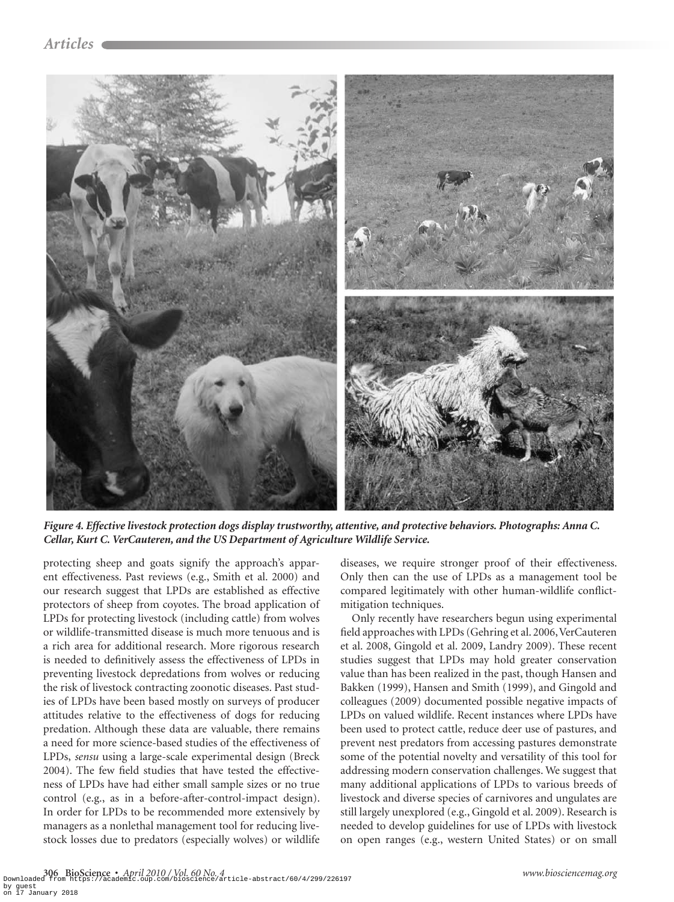*Figure 4. Effective livestock protection dogs display trustworthy, attentive, and protective behaviors. Photographs: Anna C. Cellar, Kurt C. VerCauteren, and the US Department of Agriculture Wildlife Service.*

protecting sheep and goats signify the approach's apparent effectiveness. Past reviews (e.g., Smith et al. 2000) and our research suggest that LPDs are established as effective protectors of sheep from coyotes. The broad application of LPDs for protecting livestock (including cattle) from wolves or wildlife-transmitted disease is much more tenuous and is a rich area for additional research. More rigorous research is needed to definitively assess the effectiveness of LPDs in preventing livestock depredations from wolves or reducing the risk of livestock contracting zoonotic diseases. Past studies of LPDs have been based mostly on surveys of producer attitudes relative to the effectiveness of dogs for reducing predation. Although these data are valuable, there remains a need for more science-based studies of the effectiveness of LPDs, *sensu* using a large-scale experimental design (Breck 2004). The few field studies that have tested the effectiveness of LPDs have had either small sample sizes or no true control (e.g., as in a before-after-control-impact design). In order for LPDs to be recommended more extensively by managers as a nonlethal management tool for reducing livestock losses due to predators (especially wolves) or wildlife diseases, we require stronger proof of their effectiveness. Only then can the use of LPDs as a management tool be compared legitimately with other human-wildlife conflict-mitigation techniques.

Only recently have researchers begun using experimental field approaches with LPDs (Gehring et al. 2006, VerCauteren et al. 2008, Gingold et al. 2009, Landry 2009). These recent studies suggest that LPDs may hold greater conservation value than has been realized in the past, though Hansen and Bakken (1999), Hansen and Smith (1999), and Gingold and colleagues (2009) documented possible negative impacts of LPDs on valued wildlife. Recent instances where LPDs have been used to protect cattle, reduce deer use of pastures, and prevent nest predators from accessing pastures demonstrate some of the potential novelty and versatility of this tool for addressing modern conservation challenges. We suggest that many additional applications of LPDs to various breeds of livestock and diverse species of carnivores and ungulates are still largely unexplored (e.g., Gingold et al. 2009). Research is needed to develop guidelines for use of LPDs with livestock on open ranges (e.g., western United States) or on small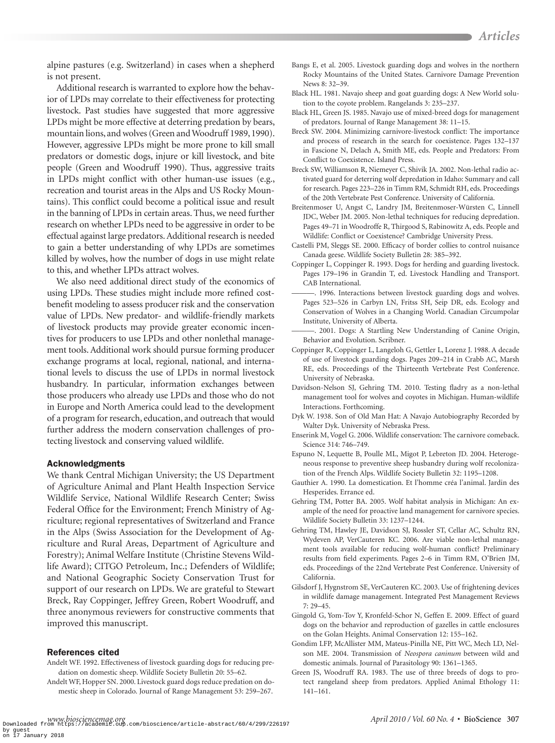alpine pastures (e.g. Switzerland) in cases when a shepherd is not present.

Additional research is warranted to explore how the behavior of LPDs may correlate to their effectiveness for protecting livestock. Past studies have suggested that more aggressive LPDs might be more effective at deterring predation by bears, mountain lions, and wolves (Green and Woodruff 1989, 1990). However, aggressive LPDs might be more prone to kill small predators or domestic dogs, injure or kill livestock, and bite people (Green and Woodruff 1990). Thus, aggressive traits in LPDs might conflict with other human-use issues (e.g., recreation and tourist areas in the Alps and US Rocky Mountains). This conflict could become a political issue and result in the banning of LPDs in certain areas. Thus, we need further research on whether LPDs need to be aggressive in order to be effectual against large predators. Additional research is needed to gain a better understanding of why LPDs are sometimes killed by wolves, how the number of dogs in use might relate to this, and whether LPDs attract wolves.

We also need additional direct study of the economics of using LPDs. These studies might include more refined cost-benefit modeling to assess producer risk and the conservation value of LPDs. New predator- and wildlife-friendly markets of livestock products may provide greater economic incentives for producers to use LPDs and other nonlethal management tools. Additional work should pursue forming producer exchange programs at local, regional, national, and international levels to discuss the use of LPDs in normal livestock husbandry. In particular, information exchanges between those producers who already use LPDs and those who do not in Europe and North America could lead to the development of a program for research, education, and outreach that would further address the modern conservation challenges of protecting livestock and conserving valued wildlife.

## Acknowledgments

We thank Central Michigan University; the US Department of Agriculture Animal and Plant Health Inspection Service Wildlife Service, National Wildlife Research Center; Swiss Federal Office for the Environment; French Ministry of Agriculture; regional representatives of Switzerland and France in the Alps (Swiss Association for the Development of Agriculture and Rural Areas, Department of Agriculture and Forestry); Animal Welfare Institute (Christine Stevens Wildlife Award); CITGO Petroleum, Inc.; Defenders of Wildlife; and National Geographic Society Conservation Trust for support of our research on LPDs. We are grateful to Stewart Breck, Ray Coppinger, Jeffrey Green, Robert Woodruff, and three anonymous reviewers for constructive comments that improved this manuscript.

## References cited

Andelt WF. 1992. Effectiveness of livestock guarding dogs for reducing predation on domestic sheep. Wildlife Society Bulletin 20: 55–62.

Andelt WF, Hopper SN. 2000. Livestock guard dogs reduce predation on domestic sheep in Colorado. Journal of Range Management 53: 259–267.

Bangs E, et al. 2005. Livestock guarding dogs and wolves in the northern Rocky Mountains of the United States. Carnivore Damage Prevention News 8: 32–39.

Black HL. 1981. Navajo sheep and goat guarding dogs: A New World solution to the coyote problem. Rangelands 3: 235–237.

Black HL, Green JS. 1985. Navajo use of mixed-breed dogs for management of predators. Journal of Range Management 38: 11–15.

Breck SW. 2004. Minimizing carnivore-livestock conflict: The importance and process of research in the search for coexistence. Pages 132–137 in Fascione N, Delach A, Smith ME, eds. People and Predators: From Conflict to Coexistence. Island Press.

Breck SW, Williamson R, Niemeyer C, Shivik JA. 2002. Non-lethal radio activated guard for deterring wolf depredation in Idaho: Summary and call for research. Pages 223–226 in Timm RM, Schmidt RH, eds. Proceedings of the 20th Vertebrate Pest Conference. University of California.

Breitenmoser U, Angst C, Landry JM, Breitenmoser-Würsten C, Linnell JDC, Weber JM. 2005. Non-lethal techniques for reducing depredation. Pages 49–71 in Woodroffe R, Thirgood S, Rabinowitz A, eds. People and Wildlife: Conflict or Coexistence? Cambridge University Press.

Castelli PM, Sleggs SE. 2000. Efficacy of border collies to control nuisance Canada geese. Wildlife Society Bulletin 28: 385–392.

Coppinger L, Coppinger R. 1993. Dogs for herding and guarding livestock. Pages 179–196 in Grandin T, ed. Livestock Handling and Transport. CAB International.

———. 1996. Interactions between livestock guarding dogs and wolves. Pages 523–526 in Carbyn LN, Fritss SH, Seip DR, eds. Ecology and Conservation of Wolves in a Changing World. Canadian Circumpolar Institute, University of Alberta.

———. 2001. Dogs: A Startling New Understanding of Canine Origin, Behavior and Evolution. Scribner.

Coppinger R, Coppinger L, Langeloh G, Gettler L, Lorenz J. 1988. A decade of use of livestock guarding dogs. Pages 209–214 in Crabb AC, Marsh RE, eds. Proceedings of the Thirteenth Vertebrate Pest Conference. University of Nebraska.

Davidson-Nelson SJ, Gehring TM. 2010. Testing fladry as a non-lethal management tool for wolves and coyotes in Michigan. Human-wildlife Interactions. Forthcoming.

Dyk W. 1938. Son of Old Man Hat: A Navajo Autobiography Recorded by Walter Dyk. University of Nebraska Press.

Enserink M, Vogel G. 2006. Wildlife conservation: The carnivore comeback. Science 314: 746–749.

Espuno N, Lequette B, Poulle ML, Migot P, Lebreton JD. 2004. Heterogeneous response to preventive sheep husbandry during wolf recolonization of the French Alps. Wildlife Society Bulletin 32: 1195–1208.

Gauthier A. 1990. La domestication. Et l'homme créa l'animal. Jardin des Hesperides. Errance ed.

Gehring TM, Potter BA. 2005. Wolf habitat analysis in Michigan: An example of the need for proactive land management for carnivore species. Wildlife Society Bulletin 33: 1237–1244.

Gehring TM, Hawley JE, Davidson SJ, Rossler ST, Cellar AC, Schultz RN, Wydeven AP, VerCauteren KC. 2006. Are viable non-lethal management tools available for reducing wolf-human conflict? Preliminary results from field experiments. Pages 2–6 in Timm RM, O'Brien JM, eds. Proceedings of the 22nd Vertebrate Pest Conference. University of California.

Gilsdorf J, Hygnstrom SE, VerCauteren KC. 2003. Use of frightening devices in wildlife damage management. Integrated Pest Management Reviews 7: 29–45.

Gingold G, Yom-Tov Y, Kronfeld-Schor N, Geffen E. 2009. Effect of guard dogs on the behavior and reproduction of gazelles in cattle enclosures on the Golan Heights. Animal Conservation 12: 155–162.

Gondim LFP, McAllister MM, Mateus-Pinilla NE, Pitt WC, Mech LD, Nelson ME. 2004. Transmission of *Neospora caninum* between wild and domestic animals. Journal of Parasitology 90: 1361–1365.

Green JS, Woodruff RA. 1983. The use of three breeds of dogs to protect rangeland sheep from predators. Applied Animal Ethology 11: 141–161.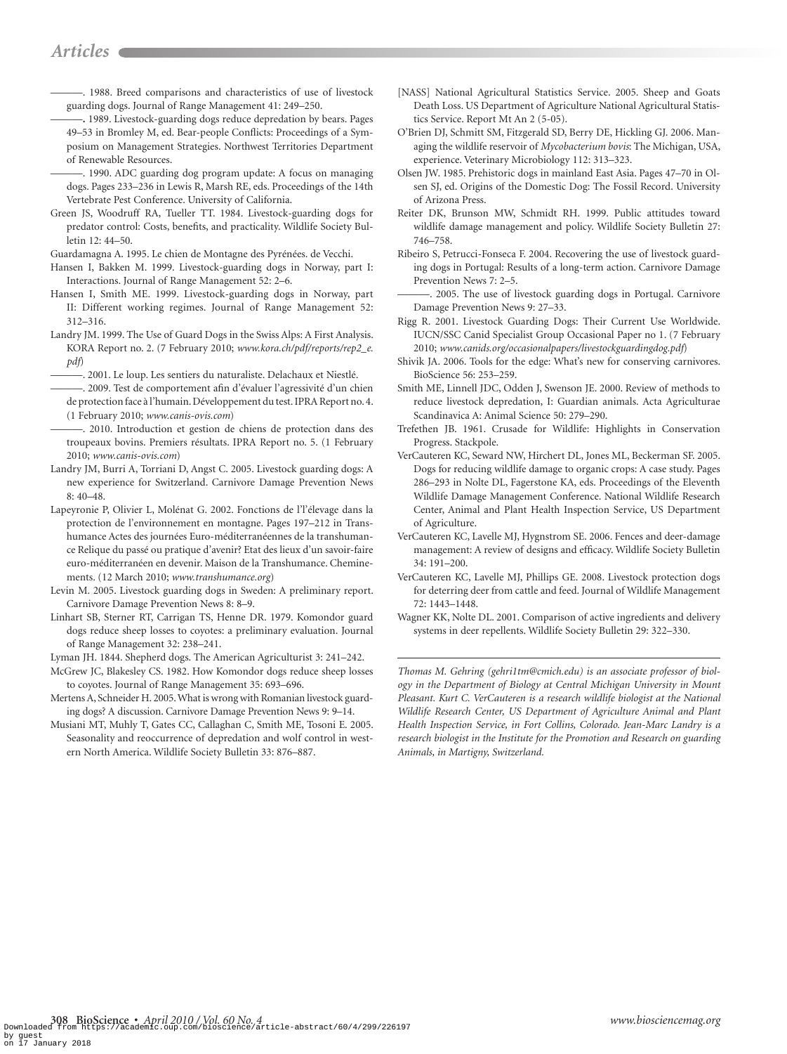———. 1988. Breed comparisons and characteristics of use of livestock guarding dogs. Journal of Range Management 41: 249–250.

———. 1989. Livestock-guarding dogs reduce depredation by bears. Pages 49–53 in Bromley M, ed. Bear-people Conflicts: Proceedings of a Symposium on Management Strategies. Northwest Territories Department of Renewable Resources.

———. 1990. ADC guarding dog program update: A focus on managing dogs. Pages 233–236 in Lewis R, Marsh RE, eds. Proceedings of the 14th Vertebrate Pest Conference. University of California.

Green JS, Woodruff RA, Tueller TT. 1984. Livestock-guarding dogs for predator control: Costs, benefits, and practicality. Wildlife Society Bulletin 12: 44–50.

Guardamagna A. 1995. Le chien de Montagne des Pyrénées. de Vecchi.

Hansen I, Bakken M. 1999. Livestock-guarding dogs in Norway, part I: Interactions. Journal of Range Management 52: 2–6.

Hansen I, Smith ME. 1999. Livestock-guarding dogs in Norway, part II: Different working regimes. Journal of Range Management 52: 312–316.

Landry JM. 1999. The Use of Guard Dogs in the Swiss Alps: A First Analysis. KORA Report no. 2. (7 February 2010; *www.kora.ch/pdf/reports/rep2_e.pdf*)

———. 2001. Le loup. Les sentiers du naturaliste. Delachaux et Niestlé.

———. 2009. Test de comportement afin d'évaluer l'agressivité d'un chien de protection face à l'humain. Développement du test. IPRA Report no. 4. (1 February 2010; *www.canis-ovis.com*)

———. 2010. Introduction et gestion de chiens de protection dans des troupeaux bovins. Premiers résultats. IPRA Report no. 5. (1 February 2010; *www.canis-ovis.com*)

Landry JM, Burri A, Torriani D, Angst C. 2005. Livestock guarding dogs: A new experience for Switzerland. Carnivore Damage Prevention News 8: 40–48.

Lapeyronie P, Olivier L, Molénat G. 2002. Fonctions de l'l'élevage dans la protection de l'environnement en montagne. Pages 197–212 in Transhumance Actes des journées Euro-méditerranéennes de la transhumance Relique du passé ou pratique d'avenir? Etat des lieux d'un savoir-faire euro-méditerranéen en devenir. Maison de la Transhumance. Cheminements. (12 March 2010; *www.transhumance.org*)

Levin M. 2005. Livestock guarding dogs in Sweden: A preliminary report. Carnivore Damage Prevention News 8: 8–9.

Linhart SB, Sterner RT, Carrigan TS, Henne DR. 1979. Komondor guard dogs reduce sheep losses to coyotes: a preliminary evaluation. Journal of Range Management 32: 238–241.

Lyman JH. 1844. Shepherd dogs. The American Agriculturist 3: 241–242.

McGrew JC, Blakesley CS. 1982. How Komondor dogs reduce sheep losses to coyotes. Journal of Range Management 35: 693–696.

Mertens A, Schneider H. 2005. What is wrong with Romanian livestock guarding dogs? A discussion. Carnivore Damage Prevention News 9: 9–14.

Musiani MT, Muhly T, Gates CC, Callaghan C, Smith ME, Tosoni E. 2005. Seasonality and reoccurrence of depredation and wolf control in western North America. Wildlife Society Bulletin 33: 876–887.

[NASS] National Agricultural Statistics Service. 2005. Sheep and Goats Death Loss. US Department of Agriculture National Agricultural Statistics Service. Report Mt An 2 (5-05).

O'Brien DJ, Schmitt SM, Fitzgerald SD, Berry DE, Hickling GJ. 2006. Managing the wildlife reservoir of *Mycobacterium bovis*: The Michigan, USA, experience. Veterinary Microbiology 112: 313–323.

Olsen JW. 1985. Prehistoric dogs in mainland East Asia. Pages 47–70 in Olsen SJ, ed. Origins of the Domestic Dog: The Fossil Record. University of Arizona Press.

Reiter DK, Brunson MW, Schmidt RH. 1999. Public attitudes toward wildlife damage management and policy. Wildlife Society Bulletin 27: 746–758.

Ribeiro S, Petrucci-Fonseca F. 2004. Recovering the use of livestock guarding dogs in Portugal: Results of a long-term action. Carnivore Damage Prevention News 7: 2–5.

———. 2005. The use of livestock guarding dogs in Portugal. Carnivore Damage Prevention News 9: 27–33.

Rigg R. 2001. Livestock Guarding Dogs: Their Current Use Worldwide. IUCN/SSC Canid Specialist Group Occasional Paper no 1. (7 February 2010; *www.canids.org/occasionalpapers/livestockguardingdog.pdf*)

Shivik JA. 2006. Tools for the edge: What's new for conserving carnivores. BioScience 56: 253–259.

Smith ME, Linnell JDC, Odden J, Swenson JE. 2000. Review of methods to reduce livestock depredation, I: Guardian animals. Acta Agriculturae Scandinavica A: Animal Science 50: 279–290.

Trefethen JB. 1961. Crusade for Wildlife: Highlights in Conservation Progress. Stackpole.

VerCauteren KC, Seward NW, Hirchert DL, Jones ML, Beckerman SF. 2005. Dogs for reducing wildlife damage to organic crops: A case study. Pages 286–293 in Nolte DL, Fagerstone KA, eds. Proceedings of the Eleventh Wildlife Damage Management Conference. National Wildlife Research Center, Animal and Plant Health Inspection Service, US Department of Agriculture.

VerCauteren KC, Lavelle MJ, Hygnstrom SE. 2006. Fences and deer-damage management: A review of designs and efficacy. Wildlife Society Bulletin 34: 191–200.

VerCauteren KC, Lavelle MJ, Phillips GE. 2008. Livestock protection dogs for deterring deer from cattle and feed. Journal of Wildlife Management 72: 1443–1448.

Wagner KK, Nolte DL. 2001. Comparison of active ingredients and delivery systems in deer repellents. Wildlife Society Bulletin 29: 322–330.

---

*Thomas M. Gehring (gehri1tm@cmich.edu) is an associate professor of biology in the Department of Biology at Central Michigan University in Mount Pleasant. Kurt C. VerCauteren is a research wildlife biologist at the National Wildlife Research Center, US Department of Agriculture Animal and Plant Health Inspection Service, in Fort Collins, Colorado. Jean-Marc Landry is a research biologist in the Institute for the Promotion and Research on guarding Animals, in Martigny, Switzerland.*